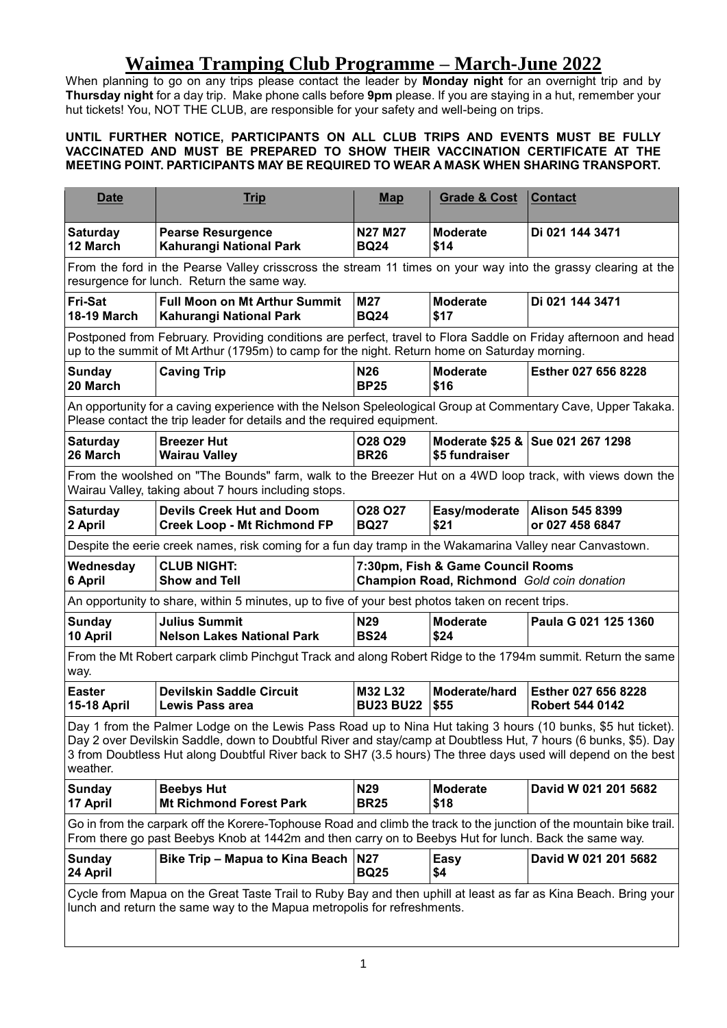# Waimea Tramping Club Programme – March-June 2022

When planning to go on any trips please contact the leader by **Monday night** for an overnight trip and by **Thursday night** for a day trip. Make phone calls before **9pm** please. If you are staying in a hut, remember your hut tickets! You, NOT THE CLUB, are responsible for your safety and well-being on trips.

**UNTIL FURTHER NOTICE, PARTICIPANTS ON ALL CLUB TRIPS AND EVENTS MUST BE FULLY VACCINATED AND MUST BE PREPARED TO SHOW THEIR VACCINATION CERTIFICATE AT THE MEETING POINT. PARTICIPANTS MAY BE REQUIRED TO WEAR A MASK WHEN SHARING TRANSPORT.**

| Date | Trip | Map | Grade & Cost | Contact |
|---|---|---|---|---|
| **Saturday 12 March** | **Pearse Resurgence Kahurangi National Park** | **N27 M27 BQ24** | **Moderate $14** | **Di 021 144 3471** |
| From the ford in the Pearse Valley crisscross the stream 11 times on your way into the grassy clearing at the resurgence for lunch. Return the same way. | | | | |
| **Fri-Sat 18-19 March** | **Full Moon on Mt Arthur Summit Kahurangi National Park** | **M27 BQ24** | **Moderate $17** | **Di 021 144 3471** |
| Postponed from February. Providing conditions are perfect, travel to Flora Saddle on Friday afternoon and head up to the summit of Mt Arthur (1795m) to camp for the night. Return home on Saturday morning. | | | | |
| **Sunday 20 March** | **Caving Trip** | **N26 BP25** | **Moderate $16** | **Esther 027 656 8228** |
| An opportunity for a caving experience with the Nelson Speleological Group at Commentary Cave, Upper Takaka. Please contact the trip leader for details and the required equipment. | | | | |
| **Saturday 26 March** | **Breezer Hut Wairau Valley** | **O28 O29 BR26** | **Moderate $25 & $5 fundraiser** | **Sue 021 267 1298** |
| From the woolshed on "The Bounds" farm, walk to the Breezer Hut on a 4WD loop track, with views down the Wairau Valley, taking about 7 hours including stops. | | | | |
| **Saturday 2 April** | **Devils Creek Hut and Doom Creek Loop - Mt Richmond FP** | **O28 O27 BQ27** | **Easy/moderate $21** | **Alison 545 8399 or 027 458 6847** |
| Despite the eerie creek names, risk coming for a fun day tramp in the Wakamarina Valley near Canvastown. | | | | |
| **Wednesday 6 April** | **CLUB NIGHT: Show and Tell** | **7:30pm, Fish & Game Council Rooms Champion Road, Richmond** *Gold coin donation* | | |
| An opportunity to share, within 5 minutes, up to five of your best photos taken on recent trips. | | | | |
| **Sunday 10 April** | **Julius Summit Nelson Lakes National Park** | **N29 BS24** | **Moderate $24** | **Paula G 021 125 1360** |
| From the Mt Robert carpark climb Pinchgut Track and along Robert Ridge to the 1794m summit. Return the same way. | | | | |
| **Easter 15-18 April** | **Devilskin Saddle Circuit Lewis Pass area** | **M32 L32 BU23 BU22** | **Moderate/hard $55** | **Esther 027 656 8228 Robert 544 0142** |
| Day 1 from the Palmer Lodge on the Lewis Pass Road up to Nina Hut taking 3 hours (10 bunks, $5 hut ticket). Day 2 over Devilskin Saddle, down to Doubtful River and stay/camp at Doubtless Hut, 7 hours (6 bunks, $5). Day 3 from Doubtless Hut along Doubtful River back to SH7 (3.5 hours) The three days used will depend on the best weather. | | | | |
| **Sunday 17 April** | **Beebys Hut Mt Richmond Forest Park** | **N29 BR25** | **Moderate $18** | **David W 021 201 5682** |
| Go in from the carpark off the Korere-Tophouse Road and climb the track to the junction of the mountain bike trail. From there go past Beebys Knob at 1442m and then carry on to Beebys Hut for lunch. Back the same way. | | | | |
| **Sunday 24 April** | **Bike Trip – Mapua to Kina Beach** | **N27 BQ25** | **Easy $4** | **David W 021 201 5682** |
| Cycle from Mapua on the Great Taste Trail to Ruby Bay and then uphill at least as far as Kina Beach. Bring your lunch and return the same way to the Mapua metropolis for refreshments. | | | | |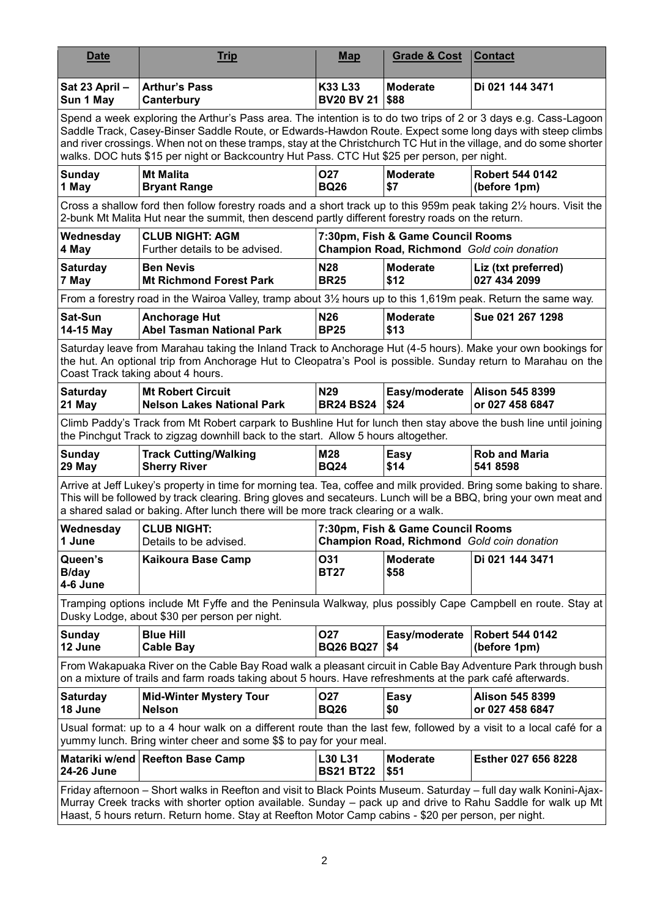| Date | Trip | Map | Grade & Cost | Contact |
|---|---|---|---|---|
| **Sat 23 April – Sun 1 May** | **Arthur's Pass Canterbury** | **K33 L33 BV20 BV 21** | **Moderate $88** | **Di 021 144 3471** |
| Spend a week exploring the Arthur's Pass area. The intention is to do two trips of 2 or 3 days e.g. Cass-Lagoon Saddle Track, Casey-Binser Saddle Route, or Edwards-Hawdon Route. Expect some long days with steep climbs and river crossings. When not on these tramps, stay at the Christchurch TC Hut in the village, and do some shorter walks. DOC huts $15 per night or Backcountry Hut Pass. CTC Hut $25 per person, per night. | | | | |
| **Sunday 1 May** | **Mt Malita Bryant Range** | **O27 BQ26** | **Moderate $7** | **Robert 544 0142 (before 1pm)** |
| Cross a shallow ford then follow forestry roads and a short track up to this 959m peak taking 2½ hours. Visit the 2-bunk Mt Malita Hut near the summit, then descend partly different forestry roads on the return. | | | | |
| **Wednesday 4 May** | **CLUB NIGHT: AGM** Further details to be advised. | **7:30pm, Fish & Game Council Rooms Champion Road, Richmond** *Gold coin donation* | | |
| **Saturday 7 May** | **Ben Nevis Mt Richmond Forest Park** | **N28 BR25** | **Moderate $12** | **Liz (txt preferred) 027 434 2099** |
| From a forestry road in the Wairoa Valley, tramp about 3½ hours up to this 1,619m peak. Return the same way. | | | | |
| **Sat-Sun 14-15 May** | **Anchorage Hut Abel Tasman National Park** | **N26 BP25** | **Moderate $13** | **Sue 021 267 1298** |
| Saturday leave from Marahau taking the Inland Track to Anchorage Hut (4-5 hours). Make your own bookings for the hut. An optional trip from Anchorage Hut to Cleopatra's Pool is possible. Sunday return to Marahau on the Coast Track taking about 4 hours. | | | | |
| **Saturday 21 May** | **Mt Robert Circuit Nelson Lakes National Park** | **N29 BR24 BS24** | **Easy/moderate $24** | **Alison 545 8399 or 027 458 6847** |
| Climb Paddy's Track from Mt Robert carpark to Bushline Hut for lunch then stay above the bush line until joining the Pinchgut Track to zigzag downhill back to the start. Allow 5 hours altogether. | | | | |
| **Sunday 29 May** | **Track Cutting/Walking Sherry River** | **M28 BQ24** | **Easy $14** | **Rob and Maria 541 8598** |
| Arrive at Jeff Lukey's property in time for morning tea. Tea, coffee and milk provided. Bring some baking to share. This will be followed by track clearing. Bring gloves and secateurs. Lunch will be a BBQ, bring your own meat and a shared salad or baking. After lunch there will be more track clearing or a walk. | | | | |
| **Wednesday 1 June** | **CLUB NIGHT:** Details to be advised. | **7:30pm, Fish & Game Council Rooms Champion Road, Richmond** *Gold coin donation* | | |
| **Queen's B/day 4-6 June** | **Kaikoura Base Camp** | **O31 BT27** | **Moderate $58** | **Di 021 144 3471** |
| Tramping options include Mt Fyffe and the Peninsula Walkway, plus possibly Cape Campbell en route. Stay at Dusky Lodge, about $30 per person per night. | | | | |
| **Sunday 12 June** | **Blue Hill Cable Bay** | **O27 BQ26 BQ27** | **Easy/moderate $4** | **Robert 544 0142 (before 1pm)** |
| From Wakapuaka River on the Cable Bay Road walk a pleasant circuit in Cable Bay Adventure Park through bush on a mixture of trails and farm roads taking about 5 hours. Have refreshments at the park café afterwards. | | | | |
| **Saturday 18 June** | **Mid-Winter Mystery Tour Nelson** | **O27 BQ26** | **Easy $0** | **Alison 545 8399 or 027 458 6847** |
| Usual format: up to a 4 hour walk on a different route than the last few, followed by a visit to a local café for a yummy lunch. Bring winter cheer and some $$ to pay for your meal. | | | | |
| **Matariki w/end 24-26 June** | **Reefton Base Camp** | **L30 L31 BS21 BT22** | **Moderate $51** | **Esther 027 656 8228** |
| Friday afternoon – Short walks in Reefton and visit to Black Points Museum. Saturday – full day walk Konini-Ajax-Murray Creek tracks with shorter option available. Sunday – pack up and drive to Rahu Saddle for walk up Mt Haast, 5 hours return. Return home. Stay at Reefton Motor Camp cabins - $20 per person, per night. | | | | |